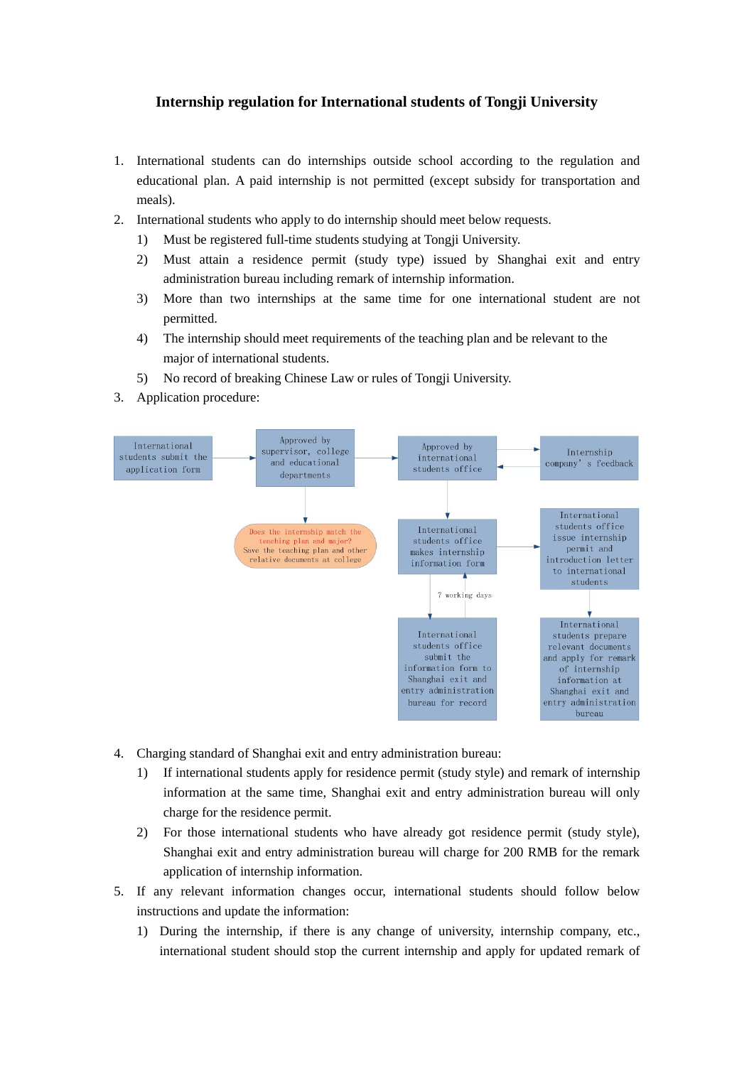# Internship regulation for International students of Tongji University

1. International students can do internships outside school according to the regulation and educational plan. A paid internship is not permitted (except subsidy for transportation and meals).
2. International students who apply to do internship should meet below requests.
   1) Must be registered full-time students studying at Tongji University.
   2) Must attain a residence permit (study type) issued by Shanghai exit and entry administration bureau including remark of internship information.
   3) More than two internships at the same time for one international student are not permitted.
   4) The internship should meet requirements of the teaching plan and be relevant to the major of international students.
   5) No record of breaking Chinese Law or rules of Tongji University.
3. Application procedure:

International students submit the application form → Approved by supervisor, college and educational departments → Approved by international students office ⇄ Internship company's feedback

Approved by supervisor, college and educational departments → Does the internship match the teaching plan and major? Save the teaching plan and other relative documents at college

Approved by international students office → International students office makes internship information form → International students office issue internship permit and introduction letter to international students → International students prepare relevant documents and apply for remark of internship information at Shanghai exit and entry administration bureau

International students office makes internship information form → International students office submit the information form to Shanghai exit and entry administration bureau for record (7 working days)

4. Charging standard of Shanghai exit and entry administration bureau:
   1) If international students apply for residence permit (study style) and remark of internship information at the same time, Shanghai exit and entry administration bureau will only charge for the residence permit.
   2) For those international students who have already got residence permit (study style), Shanghai exit and entry administration bureau will charge for 200 RMB for the remark application of internship information.
5. If any relevant information changes occur, international students should follow below instructions and update the information:
   1) During the internship, if there is any change of university, internship company, etc., international student should stop the current internship and apply for updated remark of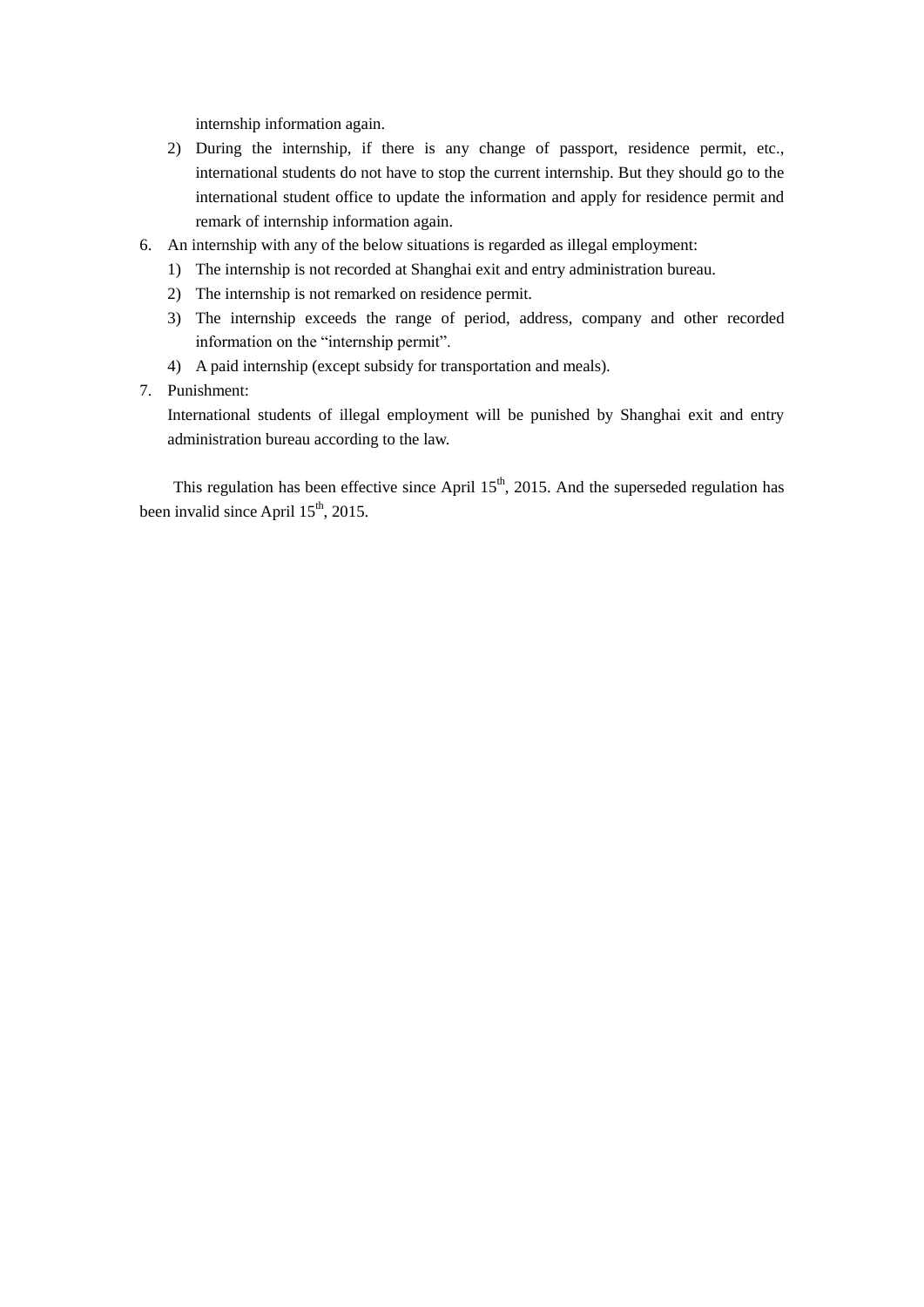internship information again.

2) During the internship, if there is any change of passport, residence permit, etc., international students do not have to stop the current internship. But they should go to the international student office to update the information and apply for residence permit and remark of internship information again.

6. An internship with any of the below situations is regarded as illegal employment:
   1) The internship is not recorded at Shanghai exit and entry administration bureau.
   2) The internship is not remarked on residence permit.
   3) The internship exceeds the range of period, address, company and other recorded information on the "internship permit".
   4) A paid internship (except subsidy for transportation and meals).
7. Punishment:

   International students of illegal employment will be punished by Shanghai exit and entry administration bureau according to the law.

This regulation has been effective since April 15th, 2015. And the superseded regulation has been invalid since April 15th, 2015.